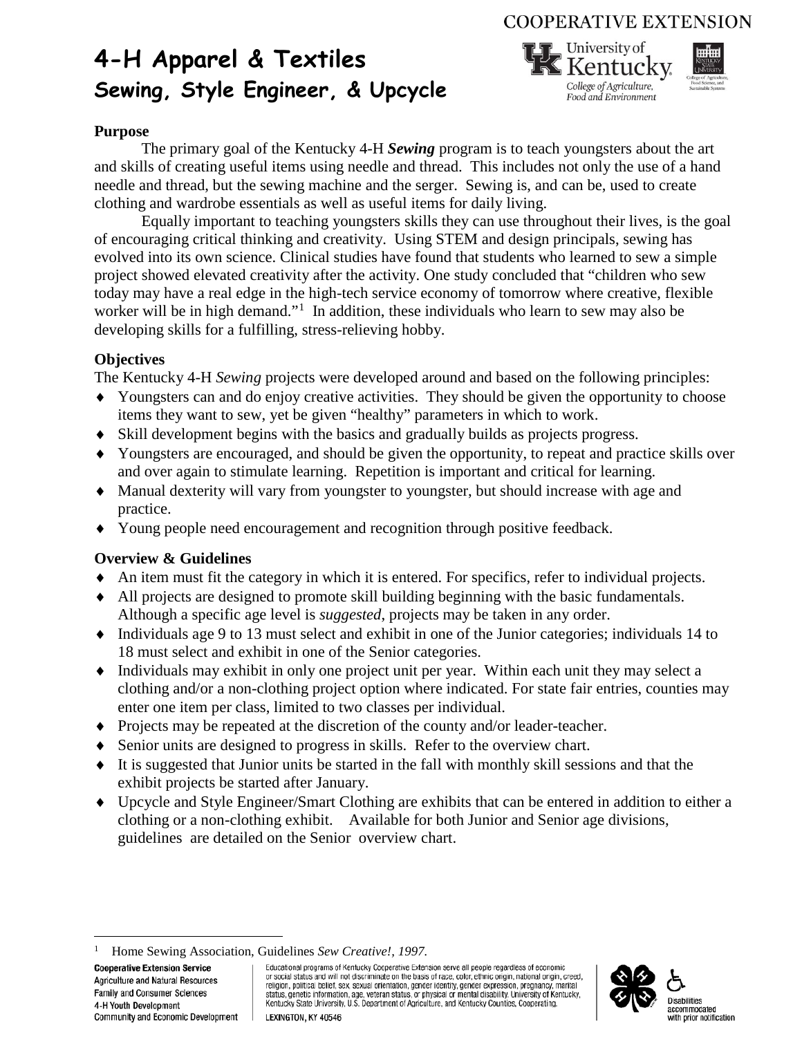# 4-H Apparel & Textiles

## Sewing, Style Engineer, & Upcycle

COOPERATIVE EXTENSION

University of Kentucky
College of Agriculture, Food and Environment

**Purpose**

The primary goal of the Kentucky 4-H ***Sewing*** program is to teach youngsters about the art and skills of creating useful items using needle and thread. This includes not only the use of a hand needle and thread, but the sewing machine and the serger. Sewing is, and can be, used to create clothing and wardrobe essentials as well as useful items for daily living.

Equally important to teaching youngsters skills they can use throughout their lives, is the goal of encouraging critical thinking and creativity. Using STEM and design principals, sewing has evolved into its own science. Clinical studies have found that students who learned to sew a simple project showed elevated creativity after the activity. One study concluded that "children who sew today may have a real edge in the high-tech service economy of tomorrow where creative, flexible worker will be in high demand."[1] In addition, these individuals who learn to sew may also be developing skills for a fulfilling, stress-relieving hobby.

**Objectives**

The Kentucky 4-H *Sewing* projects were developed around and based on the following principles:

- Youngsters can and do enjoy creative activities. They should be given the opportunity to choose items they want to sew, yet be given "healthy" parameters in which to work.
- Skill development begins with the basics and gradually builds as projects progress.
- Youngsters are encouraged, and should be given the opportunity, to repeat and practice skills over and over again to stimulate learning. Repetition is important and critical for learning.
- Manual dexterity will vary from youngster to youngster, but should increase with age and practice.
- Young people need encouragement and recognition through positive feedback.

**Overview & Guidelines**

- An item must fit the category in which it is entered. For specifics, refer to individual projects.
- All projects are designed to promote skill building beginning with the basic fundamentals. Although a specific age level is *suggested*, projects may be taken in any order.
- Individuals age 9 to 13 must select and exhibit in one of the Junior categories; individuals 14 to 18 must select and exhibit in one of the Senior categories.
- Individuals may exhibit in only one project unit per year. Within each unit they may select a clothing and/or a non-clothing project option where indicated. For state fair entries, counties may enter one item per class, limited to two classes per individual.
- Projects may be repeated at the discretion of the county and/or leader-teacher.
- Senior units are designed to progress in skills. Refer to the overview chart.
- It is suggested that Junior units be started in the fall with monthly skill sessions and that the exhibit projects be started after January.
- Upcycle and Style Engineer/Smart Clothing are exhibits that can be entered in addition to either a clothing or a non-clothing exhibit. Available for both Junior and Senior age divisions, guidelines are detailed on the Senior overview chart.

[1] Home Sewing Association, Guidelines *Sew Creative!, 1997*.

**Cooperative Extension Service**
Agriculture and Natural Resources
Family and Consumer Sciences
4-H Youth Development
Community and Economic Development

Educational programs of Kentucky Cooperative Extension serve all people regardless of economic or social status and will not discriminate on the basis of race, color, ethnic origin, national origin, creed, religion, political belief, sex, sexual orientation, gender identity, gender expression, pregnancy, marital status, genetic information, age, veteran status, or physical or mental disability. University of Kentucky, Kentucky State University, U.S. Department of Agriculture, and Kentucky Counties, Cooperating.

LEXINGTON, KY 40546

Disabilities accommodated with prior notification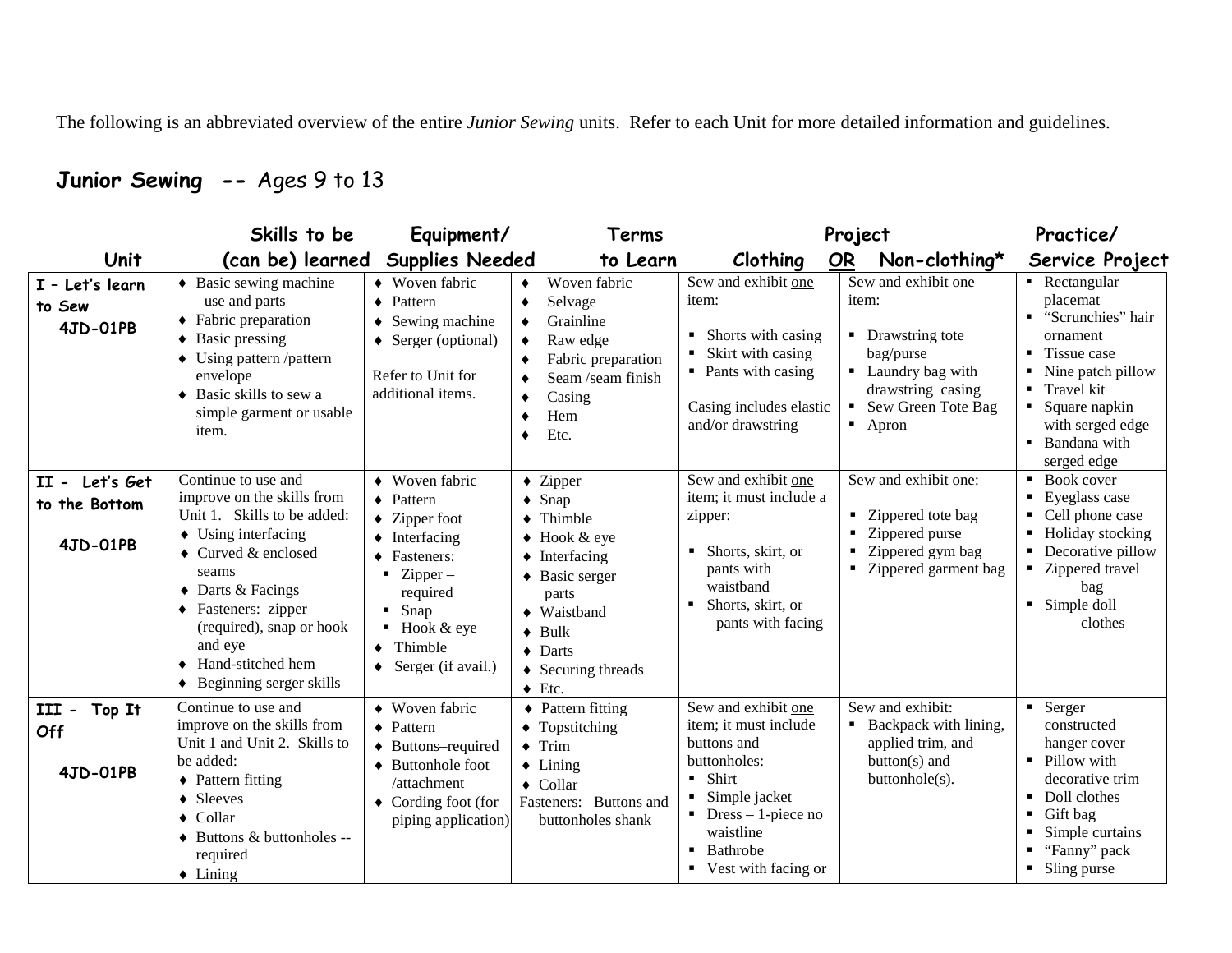The following is an abbreviated overview of the entire *Junior Sewing* units. Refer to each Unit for more detailed information and guidelines.

## Junior Sewing -- Ages 9 to 13

| Unit | Skills to be (can be) learned | Equipment/ Supplies Needed | Terms to Learn | Project Clothing | OR Non-clothing* | Practice/ Service Project |
|---|---|---|---|---|---|---|
| **I – Let's learn to Sew** **4JD-01PB** | ♦ Basic sewing machine use and parts<br>♦ Fabric preparation<br>♦ Basic pressing<br>♦ Using pattern /pattern envelope<br>♦ Basic skills to sew a simple garment or usable item. | ♦ Woven fabric<br>♦ Pattern<br>♦ Sewing machine<br>♦ Serger (optional)<br><br>Refer to Unit for additional items. | ♦ Woven fabric<br>♦ Selvage<br>♦ Grainline<br>♦ Raw edge<br>♦ Fabric preparation<br>♦ Seam /seam finish<br>♦ Casing<br>♦ Hem<br>♦ Etc. | Sew and exhibit one item:<br>▪ Shorts with casing<br>▪ Skirt with casing<br>▪ Pants with casing<br><br>Casing includes elastic and/or drawstring | Sew and exhibit one item:<br>▪ Drawstring tote bag/purse<br>▪ Laundry bag with drawstring casing<br>▪ Sew Green Tote Bag<br>▪ Apron | ▪ Rectangular placemat<br>▪ "Scrunchies" hair ornament<br>▪ Tissue case<br>▪ Nine patch pillow<br>▪ Travel kit<br>▪ Square napkin with serged edge<br>▪ Bandana with serged edge |
| **II - Let's Get to the Bottom** **4JD-01PB** | Continue to use and improve on the skills from Unit 1. Skills to be added:<br>♦ Using interfacing<br>♦ Curved & enclosed seams<br>♦ Darts & Facings<br>♦ Fasteners: zipper (required), snap or hook and eye<br>♦ Hand-stitched hem<br>♦ Beginning serger skills | ♦ Woven fabric<br>♦ Pattern<br>♦ Zipper foot<br>♦ Interfacing<br>♦ Fasteners:<br>▪ Zipper – required<br>▪ Snap<br>▪ Hook & eye<br>♦ Thimble<br>♦ Serger (if avail.) | ♦ Zipper<br>♦ Snap<br>♦ Thimble<br>♦ Hook & eye<br>♦ Interfacing<br>♦ Basic serger parts<br>♦ Waistband<br>♦ Bulk<br>♦ Darts<br>♦ Securing threads<br>♦ Etc. | Sew and exhibit one item; it must include a zipper:<br>▪ Shorts, skirt, or pants with waistband<br>▪ Shorts, skirt, or pants with facing | Sew and exhibit one:<br>▪ Zippered tote bag<br>▪ Zippered purse<br>▪ Zippered gym bag<br>▪ Zippered garment bag | ▪ Book cover<br>▪ Eyeglass case<br>▪ Cell phone case<br>▪ Holiday stocking<br>▪ Decorative pillow<br>▪ Zippered travel bag<br>▪ Simple doll clothes |
| **III - Top It Off** **4JD-01PB** | Continue to use and improve on the skills from Unit 1 and Unit 2. Skills to be added:<br>♦ Pattern fitting<br>♦ Sleeves<br>♦ Collar<br>♦ Buttons & buttonholes -- required<br>♦ Lining | ♦ Woven fabric<br>♦ Pattern<br>♦ Buttons–required<br>♦ Buttonhole foot /attachment<br>♦ Cording foot (for piping application) | ♦ Pattern fitting<br>♦ Topstitching<br>♦ Trim<br>♦ Lining<br>♦ Collar<br>Fasteners: Buttons and buttonholes shank | Sew and exhibit one item; it must include buttons and buttonholes:<br>▪ Shirt<br>▪ Simple jacket<br>▪ Dress – 1-piece no waistline<br>▪ Bathrobe<br>▪ Vest with facing or | Sew and exhibit:<br>▪ Backpack with lining, applied trim, and button(s) and buttonhole(s). | ▪ Serger constructed hanger cover<br>▪ Pillow with decorative trim<br>▪ Doll clothes<br>▪ Gift bag<br>▪ Simple curtains<br>▪ "Fanny" pack<br>▪ Sling purse |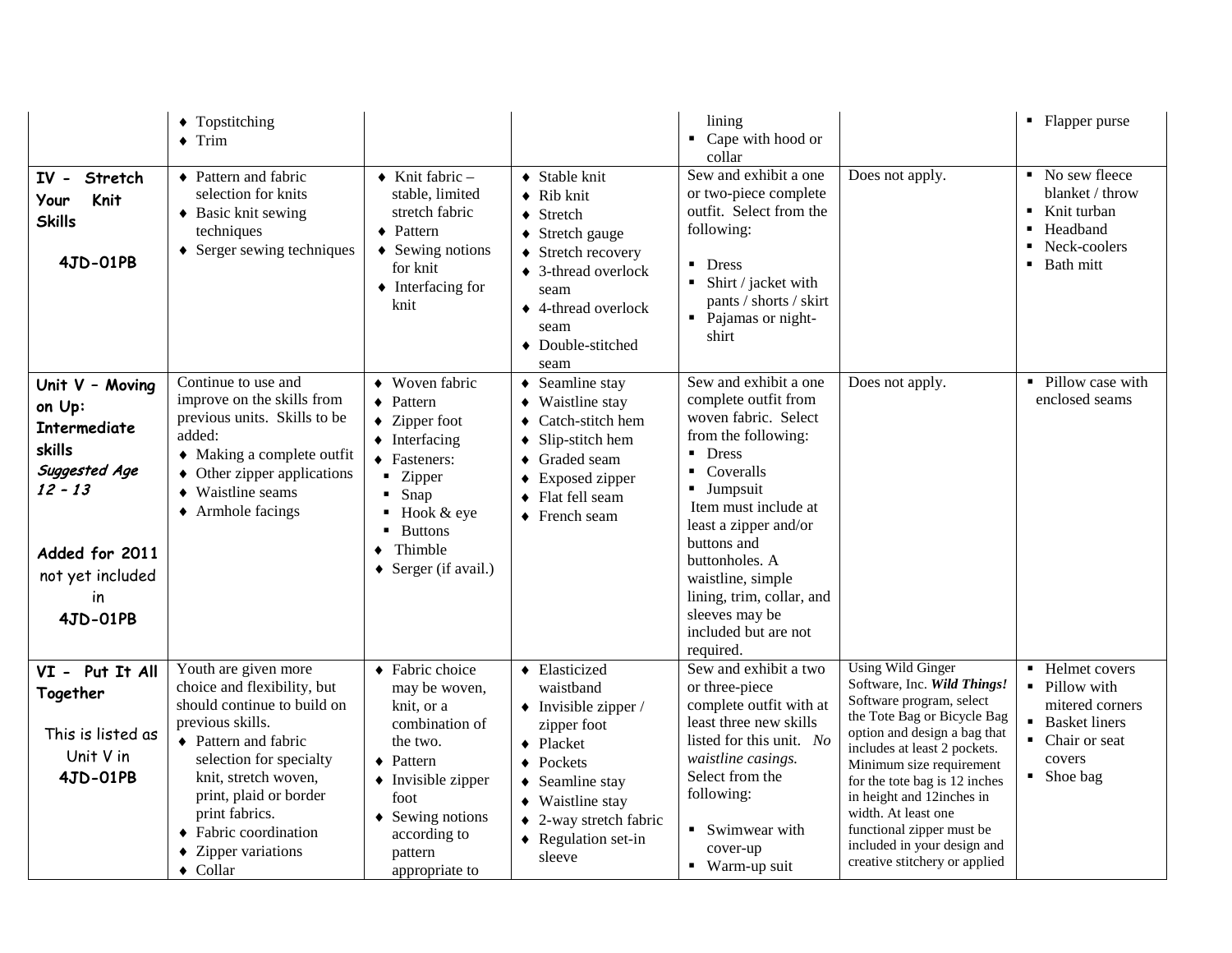| | | | | | | |
|---|---|---|---|---|---|---|
| | ♦ Topstitching<br>♦ Trim | | | lining<br>▪ Cape with hood or collar | | ▪ Flapper purse |
| **IV - Stretch Your Knit Skills**<br><br>**4JD-01PB** | ♦ Pattern and fabric selection for knits<br>♦ Basic knit sewing techniques<br>♦ Serger sewing techniques | ♦ Knit fabric – stable, limited stretch fabric<br>♦ Pattern<br>♦ Sewing notions for knit<br>♦ Interfacing for knit | ♦ Stable knit<br>♦ Rib knit<br>♦ Stretch<br>♦ Stretch gauge<br>♦ Stretch recovery<br>♦ 3-thread overlock seam<br>♦ 4-thread overlock seam<br>♦ Double-stitched seam | Sew and exhibit a one or two-piece complete outfit. Select from the following:<br>▪ Dress<br>▪ Shirt / jacket with pants / shorts / skirt<br>▪ Pajamas or night-shirt | Does not apply. | ▪ No sew fleece blanket / throw<br>▪ Knit turban<br>▪ Headband<br>▪ Neck-coolers<br>▪ Bath mitt |
| **Unit V – Moving on Up: Intermediate skills**<br>***Suggested Age 12 – 13***<br><br>**Added for 2011** not yet included in **4JD-01PB** | Continue to use and improve on the skills from previous units. Skills to be added:<br>♦ Making a complete outfit<br>♦ Other zipper applications<br>♦ Waistline seams<br>♦ Armhole facings | ♦ Woven fabric<br>♦ Pattern<br>♦ Zipper foot<br>♦ Interfacing<br>♦ Fasteners:<br>▪ Zipper<br>▪ Snap<br>▪ Hook & eye<br>▪ Buttons<br>♦ Thimble<br>♦ Serger (if avail.) | ♦ Seamline stay<br>♦ Waistline stay<br>♦ Catch-stitch hem<br>♦ Slip-stitch hem<br>♦ Graded seam<br>♦ Exposed zipper<br>♦ Flat fell seam<br>♦ French seam | Sew and exhibit a one complete outfit from woven fabric. Select from the following:<br>▪ Dress<br>▪ Coveralls<br>▪ Jumpsuit<br>Item must include at least a zipper and/or buttons and buttonholes. A waistline, simple lining, trim, collar, and sleeves may be included but are not required. | Does not apply. | ▪ Pillow case with enclosed seams |
| **VI - Put It All Together**<br><br>This is listed as Unit V in **4JD-01PB** | Youth are given more choice and flexibility, but should continue to build on previous skills.<br>♦ Pattern and fabric selection for specialty knit, stretch woven, print, plaid or border print fabrics.<br>♦ Fabric coordination<br>♦ Zipper variations<br>♦ Collar | ♦ Fabric choice may be woven, knit, or a combination of the two.<br>♦ Pattern<br>♦ Invisible zipper foot<br>♦ Sewing notions according to pattern appropriate to | ♦ Elasticized waistband<br>♦ Invisible zipper / zipper foot<br>♦ Placket<br>♦ Pockets<br>♦ Seamline stay<br>♦ Waistline stay<br>♦ 2-way stretch fabric<br>♦ Regulation set-in sleeve | Sew and exhibit a two or three-piece complete outfit with at least three new skills listed for this unit. *No waistline casings.* Select from the following:<br>▪ Swimwear with cover-up<br>▪ Warm-up suit | Using Wild Ginger Software, Inc. ***Wild Things!*** Software program, select the Tote Bag or Bicycle Bag option and design a bag that includes at least 2 pockets. Minimum size requirement for the tote bag is 12 inches in height and 12inches in width. At least one functional zipper must be included in your design and creative stitchery or applied | ▪ Helmet covers<br>▪ Pillow with mitered corners<br>▪ Basket liners<br>▪ Chair or seat covers<br>▪ Shoe bag |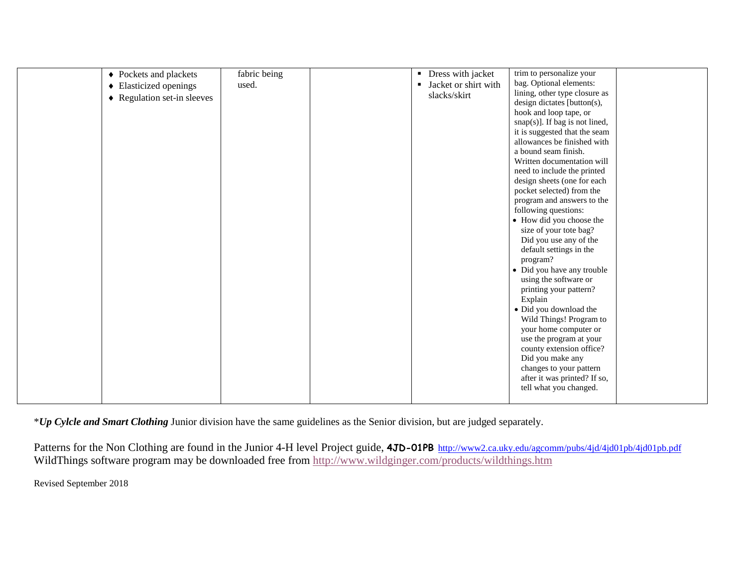| | | | | | | |
|---|---|---|---|---|---|---|
| | ♦ Pockets and plackets<br>♦ Elasticized openings<br>♦ Regulation set-in sleeves | fabric being used. | | ▪ Dress with jacket<br>▪ Jacket or shirt with slacks/skirt | trim to personalize your bag. Optional elements: lining, other type closure as design dictates [button(s), hook and loop tape, or snap(s)]. If bag is not lined, it is suggested that the seam allowances be finished with a bound seam finish. Written documentation will need to include the printed design sheets (one for each pocket selected) from the program and answers to the following questions:<br>• How did you choose the size of your tote bag? Did you use any of the default settings in the program?<br>• Did you have any trouble using the software or printing your pattern? Explain<br>• Did you download the Wild Things! Program to your home computer or use the program at your county extension office? Did you make any changes to your pattern after it was printed? If so, tell what you changed. | |

**Up Cylcle and Smart Clothing* Junior division have the same guidelines as the Senior division, but are judged separately.

Patterns for the Non Clothing are found in the Junior 4-H level Project guide, **4JD-01PB** http://www2.ca.uky.edu/agcomm/pubs/4jd/4jd01pb/4jd01pb.pdf
WildThings software program may be downloaded free from http://www.wildginger.com/products/wildthings.htm

Revised September 2018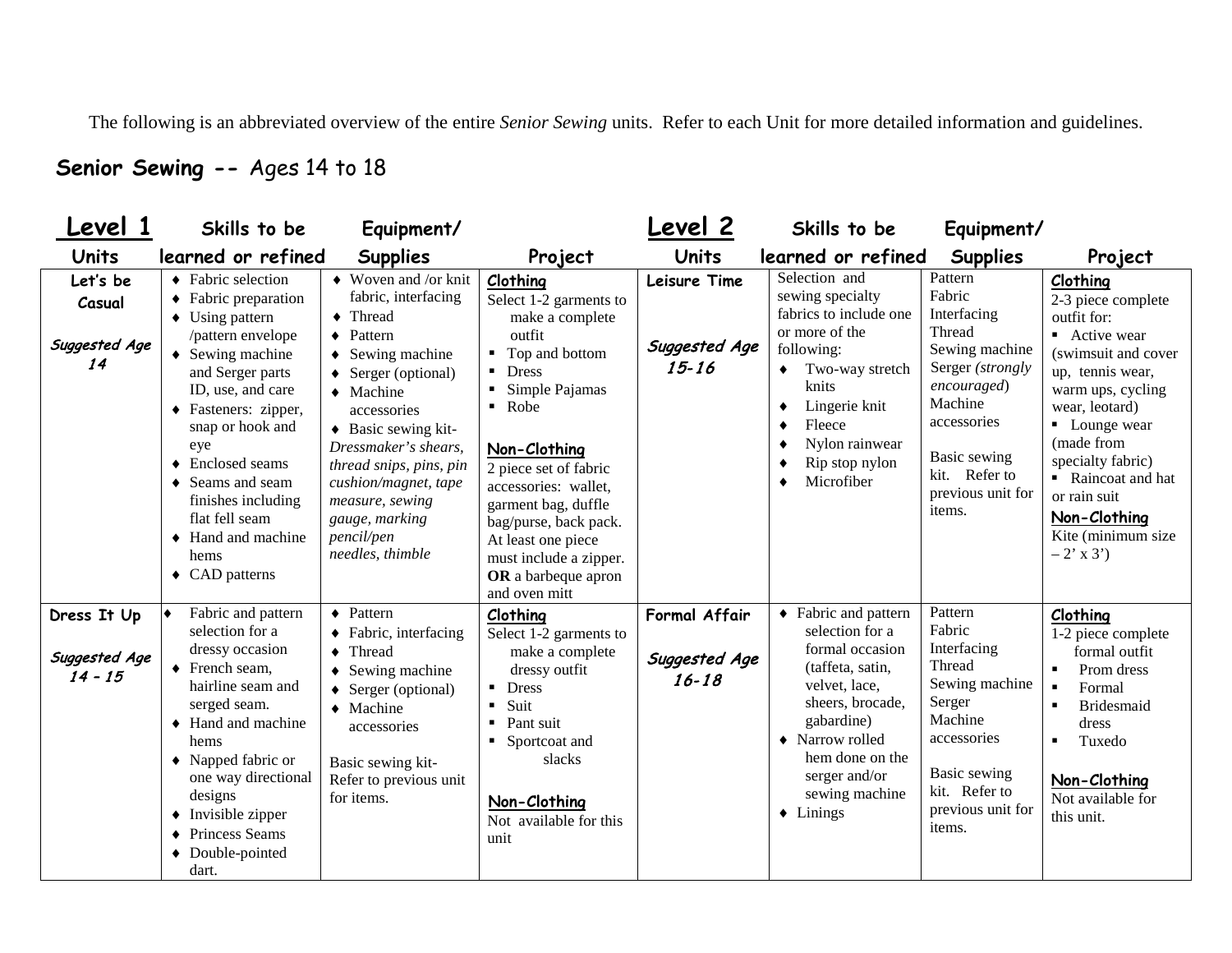The following is an abbreviated overview of the entire *Senior Sewing* units. Refer to each Unit for more detailed information and guidelines.

## **Senior Sewing --** Ages 14 to 18

| **Level 1** Units | Skills to be learned or refined | Equipment/ Supplies | Project | **Level 2** Units | Skills to be learned or refined | Equipment/ Supplies | Project |
|---|---|---|---|---|---|---|---|
| **Let's be Casual**<br><br>***Suggested Age 14*** | ♦ Fabric selection<br>♦ Fabric preparation<br>♦ Using pattern /pattern envelope<br>♦ Sewing machine and Serger parts ID, use, and care<br>♦ Fasteners: zipper, snap or hook and eye<br>♦ Enclosed seams<br>♦ Seams and seam finishes including flat fell seam<br>♦ Hand and machine hems<br>♦ CAD patterns | ♦ Woven and /or knit fabric, interfacing<br>♦ Thread<br>♦ Pattern<br>♦ Sewing machine<br>♦ Serger (optional)<br>♦ Machine accessories<br>♦ Basic sewing kit- *Dressmaker's shears, thread snips, pins, pin cushion/magnet, tape measure, sewing gauge, marking pencil/pen needles, thimble* | **Clothing**<br>Select 1-2 garments to make a complete outfit<br>▪ Top and bottom<br>▪ Dress<br>▪ Simple Pajamas<br>▪ Robe<br><br>**Non-Clothing**<br>2 piece set of fabric accessories: wallet, garment bag, duffle bag/purse, back pack. At least one piece must include a zipper. **OR** a barbeque apron and oven mitt | **Leisure Time**<br><br>***Suggested Age 15-16*** | Selection and sewing specialty fabrics to include one or more of the following:<br>♦ Two-way stretch knits<br>♦ Lingerie knit<br>♦ Fleece<br>♦ Nylon rainwear<br>♦ Rip stop nylon<br>♦ Microfiber | Pattern<br>Fabric<br>Interfacing<br>Thread<br>Sewing machine<br>Serger *(strongly encouraged)*<br>Machine accessories<br><br>Basic sewing kit. Refer to previous unit for items. | **Clothing**<br>2-3 piece complete outfit for:<br>▪ Active wear (swimsuit and cover up, tennis wear, warm ups, cycling wear, leotard)<br>▪ Lounge wear (made from specialty fabric)<br>▪ Raincoat and hat or rain suit<br>**Non-Clothing**<br>Kite (minimum size – 2' x 3') |
| **Dress It Up**<br><br>***Suggested Age 14 – 15*** | ♦ Fabric and pattern selection for a dressy occasion<br>♦ French seam, hairline seam and serged seam.<br>♦ Hand and machine hems<br>♦ Napped fabric or one way directional designs<br>♦ Invisible zipper<br>♦ Princess Seams<br>♦ Double-pointed dart. | ♦ Pattern<br>♦ Fabric, interfacing<br>♦ Thread<br>♦ Sewing machine<br>♦ Serger (optional)<br>♦ Machine accessories<br><br>Basic sewing kit- Refer to previous unit for items. | **Clothing**<br>Select 1-2 garments to make a complete dressy outfit<br>▪ Dress<br>▪ Suit<br>▪ Pant suit<br>▪ Sportcoat and slacks<br><br>**Non-Clothing**<br>Not available for this unit | **Formal Affair**<br><br>***Suggested Age 16-18*** | ♦ Fabric and pattern selection for a formal occasion (taffeta, satin, velvet, lace, sheers, brocade, gabardine)<br>♦ Narrow rolled hem done on the serger and/or sewing machine<br>♦ Linings | Pattern<br>Fabric<br>Interfacing<br>Thread<br>Sewing machine<br>Serger<br>Machine accessories<br><br>Basic sewing kit. Refer to previous unit for items. | **Clothing**<br>1-2 piece complete formal outfit<br>▪ Prom dress<br>▪ Formal<br>▪ Bridesmaid dress<br>▪ Tuxedo<br><br>**Non-Clothing**<br>Not available for this unit. |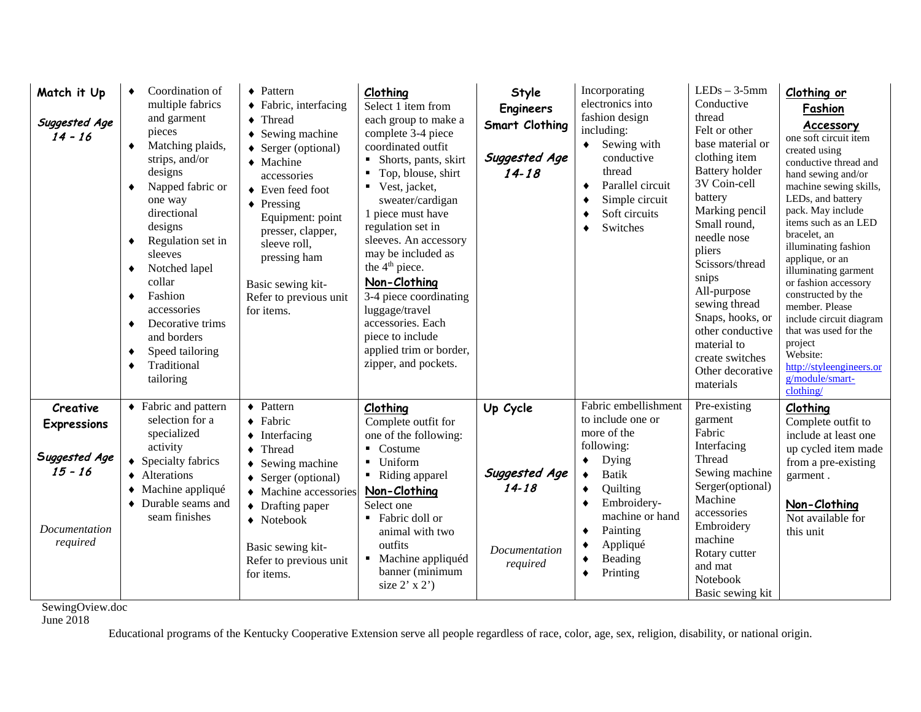| | | | | | | | |
|---|---|---|---|---|---|---|---|
| **Match it Up**<br><br>***Suggested Age 14 – 16*** | ♦ Coordination of multiple fabrics and garment pieces<br>♦ Matching plaids, strips, and/or designs<br>♦ Napped fabric or one way directional designs<br>♦ Regulation set in sleeves<br>♦ Notched lapel collar<br>♦ Fashion accessories<br>♦ Decorative trims and borders<br>♦ Speed tailoring<br>♦ Traditional tailoring | ♦ Pattern<br>♦ Fabric, interfacing<br>♦ Thread<br>♦ Sewing machine<br>♦ Serger (optional)<br>♦ Machine accessories<br>♦ Even feed foot<br>♦ Pressing Equipment: point presser, clapper, sleeve roll, pressing ham<br><br>Basic sewing kit- Refer to previous unit for items. | **Clothing**<br>Select 1 item from each group to make a complete 3-4 piece coordinated outfit<br>▪ Shorts, pants, skirt<br>▪ Top, blouse, shirt<br>▪ Vest, jacket, sweater/cardigan<br>1 piece must have regulation set in sleeves. An accessory may be included as the 4th piece.<br>**Non-Clothing**<br>3-4 piece coordinating luggage/travel accessories. Each piece to include applied trim or border, zipper, and pockets. | **Style Engineers Smart Clothing**<br><br>***Suggested Age 14-18*** | Incorporating electronics into fashion design including:<br>♦ Sewing with conductive thread<br>♦ Parallel circuit<br>♦ Simple circuit<br>♦ Soft circuits<br>♦ Switches | LEDs – 3-5mm<br>Conductive thread<br>Felt or other base material or clothing item<br>Battery holder<br>3V Coin-cell battery<br>Marking pencil<br>Small round, needle nose pliers<br>Scissors/thread snips<br>All-purpose sewing thread<br>Snaps, hooks, or other conductive material to create switches<br>Other decorative materials | **Clothing or Fashion Accessory**<br>one soft circuit item created using conductive thread and hand sewing and/or machine sewing skills, LEDs, and battery pack. May include items such as an LED bracelet, an illuminating fashion applique, or an illuminating garment or fashion accessory constructed by the member. Please include circuit diagram that was used for the project<br>Website:<br>http://styleengineers.org/module/smart-clothing/ |
| **Creative Expressions**<br><br>***Suggested Age 15 – 16***<br><br>*Documentation required* | ♦ Fabric and pattern selection for a specialized activity<br>♦ Specialty fabrics<br>♦ Alterations<br>♦ Machine appliqué<br>♦ Durable seams and seam finishes | ♦ Pattern<br>♦ Fabric<br>♦ Interfacing<br>♦ Thread<br>♦ Sewing machine<br>♦ Serger (optional)<br>♦ Machine accessories<br>♦ Drafting paper<br>♦ Notebook<br><br>Basic sewing kit- Refer to previous unit for items. | **Clothing**<br>Complete outfit for one of the following:<br>▪ Costume<br>▪ Uniform<br>▪ Riding apparel<br>**Non-Clothing**<br>Select one<br>▪ Fabric doll or animal with two outfits<br>▪ Machine appliquéd banner (minimum size 2' x 2') | **Up Cycle**<br><br>***Suggested Age 14-18***<br><br>*Documentation required* | Fabric embellishment to include one or more of the following:<br>♦ Dying<br>♦ Batik<br>♦ Quilting<br>♦ Embroidery- machine or hand<br>♦ Painting<br>♦ Appliqué<br>♦ Beading<br>♦ Printing | Pre-existing garment<br>Fabric<br>Interfacing<br>Thread<br>Sewing machine<br>Serger(optional)<br>Machine accessories<br>Embroidery machine<br>Rotary cutter and mat<br>Notebook<br>Basic sewing kit | **Clothing**<br>Complete outfit to include at least one up cycled item made from a pre-existing garment .<br><br>**Non-Clothing**<br>Not available for this unit |

SewingOview.doc
June 2018

Educational programs of the Kentucky Cooperative Extension serve all people regardless of race, color, age, sex, religion, disability, or national origin.